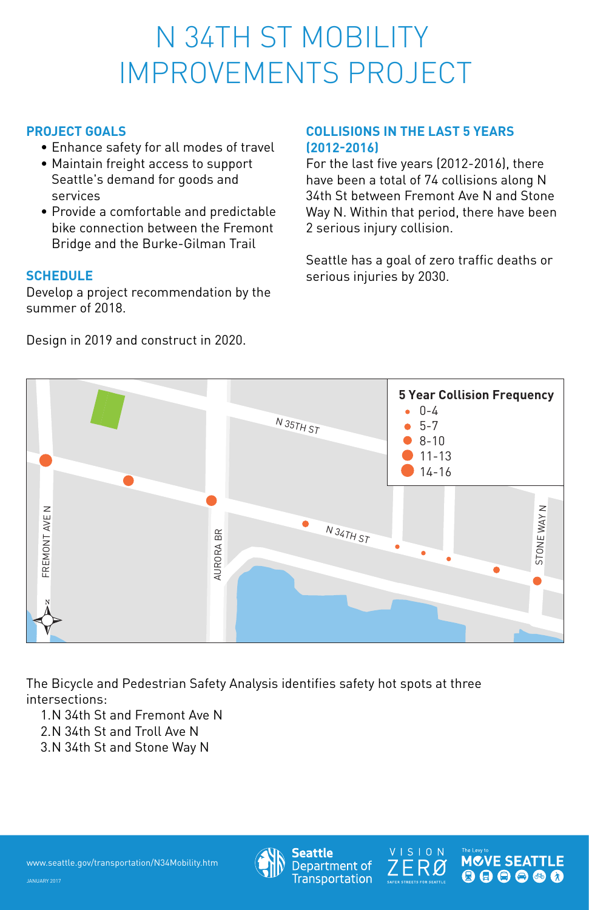# N 34TH ST MOBILITY IMPROVEMENTS PROJECT

## PROJECT GOALS

- Enhance safety for all modes of travel
- Maintain freight access to support Seattle's demand for goods and services
- Provide a comfortable and predictable bike connection between the Fremont Bridge and the Burke-Gilman Trail

## SCHEDULE

Develop a project recommendation by the summer of 2018.

Design in 2019 and construct in 2020.

## COLLISIONS IN THE LAST 5 YEARS (2012-2016)

For the last five years (2012-2016), there have been a total of 74 collisions along N 34th St between Fremont Ave N and Stone Way N. Within that period, there have been 2 serious injury collision.

Seattle has a goal of zero traffic deaths or serious injuries by 2030.

**5 Year Collision Frequency**

- 0-4
- 5-7
- 8-10
- 11-13
- 14-16

FREMONT AVE N · AURORA BR · N 35TH ST · N 34TH ST · STONE WAY N

The Bicycle and Pedestrian Safety Analysis identifies safety hot spots at three intersections:

1. N 34th St and Fremont Ave N
2. N 34th St and Troll Ave N
3. N 34th St and Stone Way N

www.seattle.gov/transportation/N34Mobility.htm

JANUARY 2017

Seattle Department of Transportation · VISION ZERØ · The Levy to MOVE SEATTLE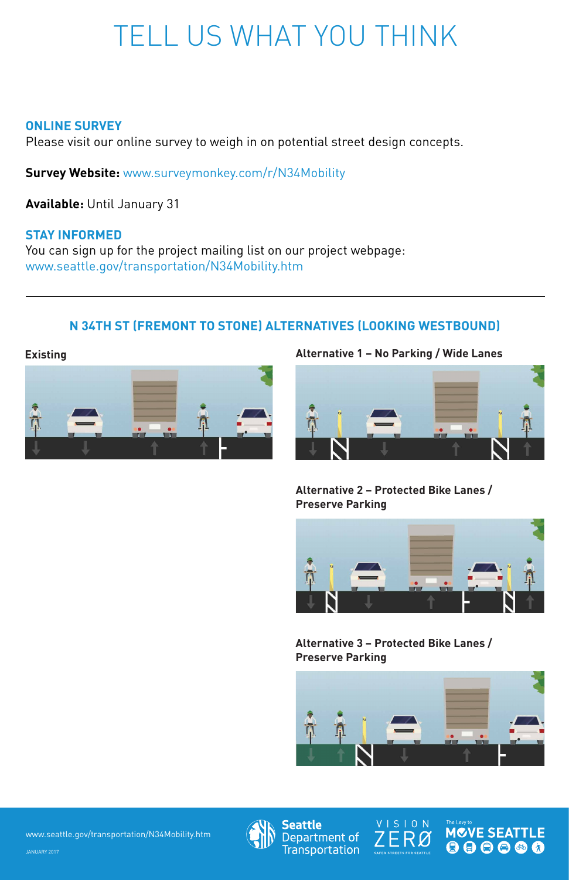# TELL US WHAT YOU THINK

## ONLINE SURVEY

Please visit our online survey to weigh in on potential street design concepts.

**Survey Website:** www.surveymonkey.com/r/N34Mobility

**Available:** Until January 31

## STAY INFORMED

You can sign up for the project mailing list on our project webpage:
www.seattle.gov/transportation/N34Mobility.htm

---

## N 34TH ST (FREMONT TO STONE) ALTERNATIVES (LOOKING WESTBOUND)

**Existing**

**Alternative 1 – No Parking / Wide Lanes**

**Alternative 2 – Protected Bike Lanes / Preserve Parking**

**Alternative 3 – Protected Bike Lanes / Preserve Parking**

www.seattle.gov/transportation/N34Mobility.htm

JANUARY 2017

Seattle Department of Transportation

VISION ZERØ SAFER STREETS FOR SEATTLE

The Levy to MOVE SEATTLE